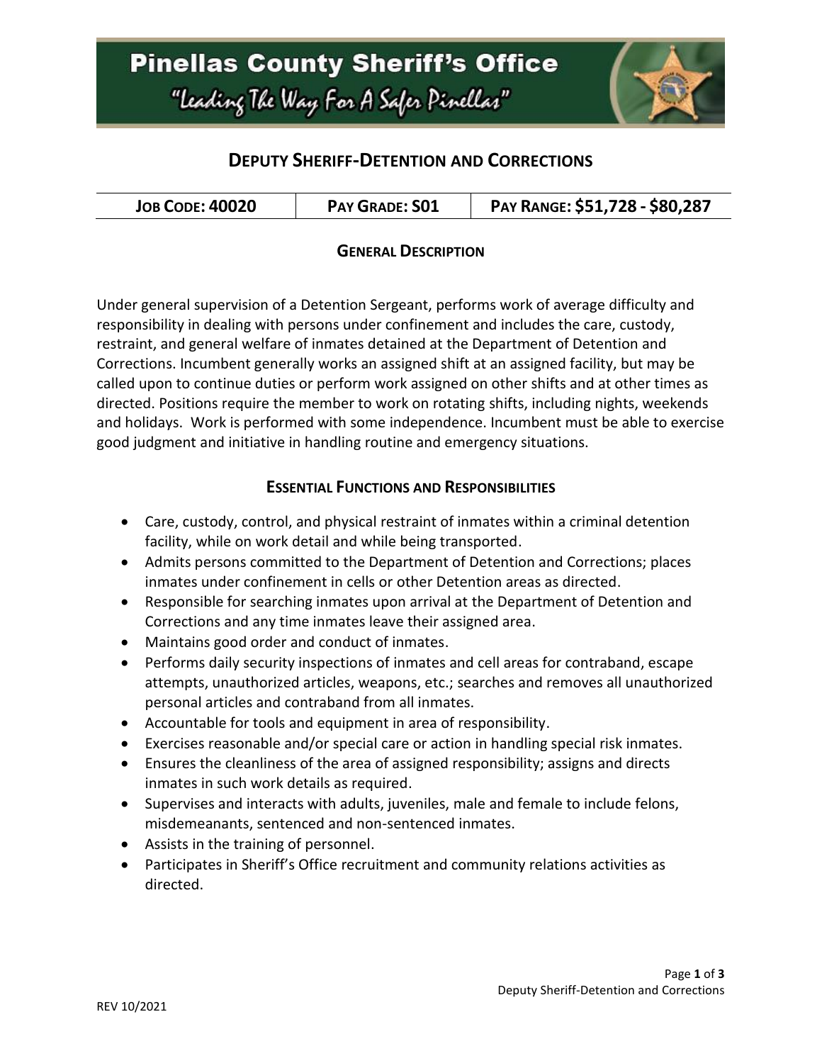# Pinellas County Sheriff's Office

"Leading The Way For A Safer Pinellas"

## Deputy Sheriff-Detention and Corrections

| Job Code: 40020 | Pay Grade: S01 | Pay Range: $51,728 - $80,287 |
| --- | --- | --- |

### General Description

Under general supervision of a Detention Sergeant, performs work of average difficulty and responsibility in dealing with persons under confinement and includes the care, custody, restraint, and general welfare of inmates detained at the Department of Detention and Corrections. Incumbent generally works an assigned shift at an assigned facility, but may be called upon to continue duties or perform work assigned on other shifts and at other times as directed. Positions require the member to work on rotating shifts, including nights, weekends and holidays. Work is performed with some independence. Incumbent must be able to exercise good judgment and initiative in handling routine and emergency situations.

### Essential Functions and Responsibilities

- Care, custody, control, and physical restraint of inmates within a criminal detention facility, while on work detail and while being transported.
- Admits persons committed to the Department of Detention and Corrections; places inmates under confinement in cells or other Detention areas as directed.
- Responsible for searching inmates upon arrival at the Department of Detention and Corrections and any time inmates leave their assigned area.
- Maintains good order and conduct of inmates.
- Performs daily security inspections of inmates and cell areas for contraband, escape attempts, unauthorized articles, weapons, etc.; searches and removes all unauthorized personal articles and contraband from all inmates.
- Accountable for tools and equipment in area of responsibility.
- Exercises reasonable and/or special care or action in handling special risk inmates.
- Ensures the cleanliness of the area of assigned responsibility; assigns and directs inmates in such work details as required.
- Supervises and interacts with adults, juveniles, male and female to include felons, misdemeanants, sentenced and non-sentenced inmates.
- Assists in the training of personnel.
- Participates in Sheriff's Office recruitment and community relations activities as directed.

REV 10/2021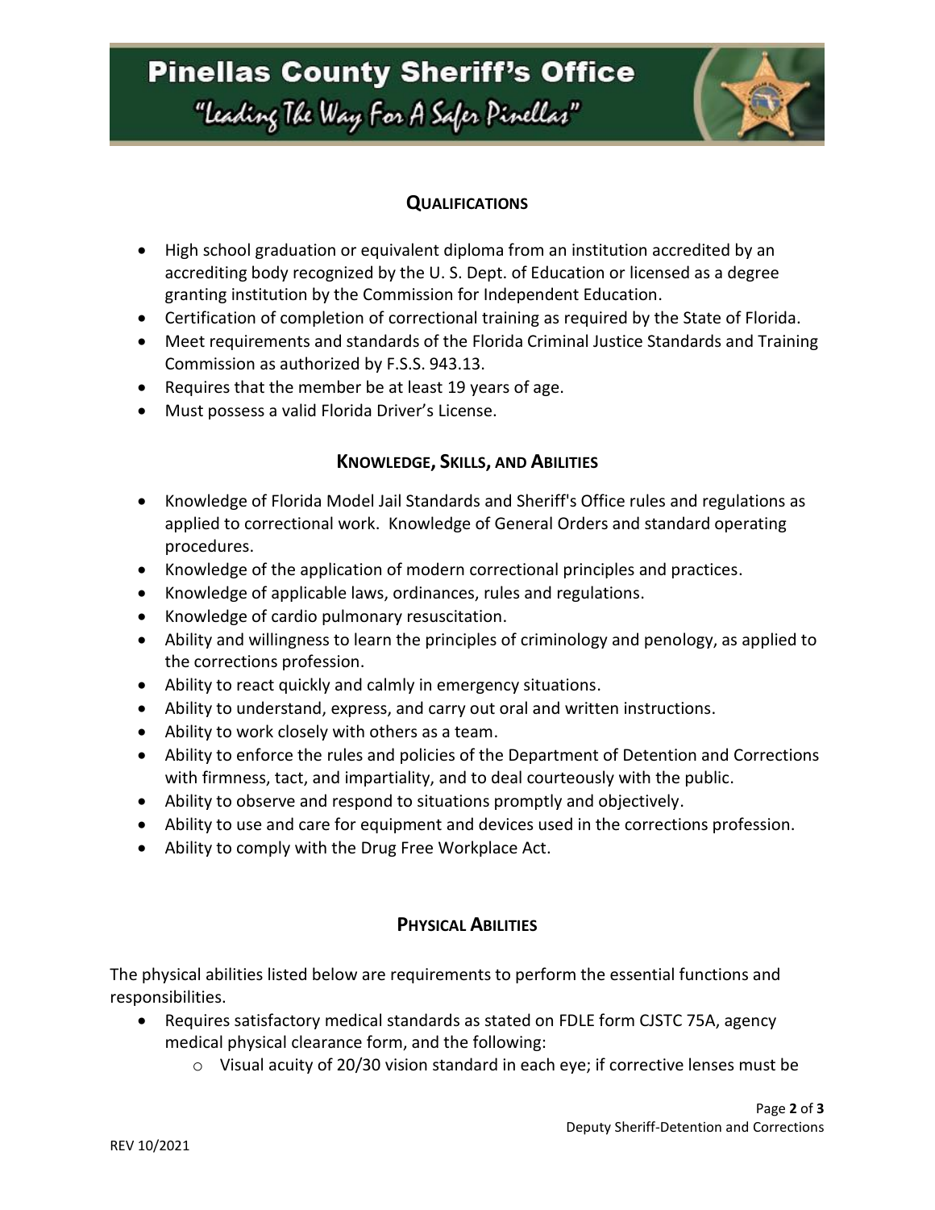## Qualifications

- High school graduation or equivalent diploma from an institution accredited by an accrediting body recognized by the U. S. Dept. of Education or licensed as a degree granting institution by the Commission for Independent Education.
- Certification of completion of correctional training as required by the State of Florida.
- Meet requirements and standards of the Florida Criminal Justice Standards and Training Commission as authorized by F.S.S. 943.13.
- Requires that the member be at least 19 years of age.
- Must possess a valid Florida Driver's License.

## Knowledge, Skills, and Abilities

- Knowledge of Florida Model Jail Standards and Sheriff's Office rules and regulations as applied to correctional work. Knowledge of General Orders and standard operating procedures.
- Knowledge of the application of modern correctional principles and practices.
- Knowledge of applicable laws, ordinances, rules and regulations.
- Knowledge of cardio pulmonary resuscitation.
- Ability and willingness to learn the principles of criminology and penology, as applied to the corrections profession.
- Ability to react quickly and calmly in emergency situations.
- Ability to understand, express, and carry out oral and written instructions.
- Ability to work closely with others as a team.
- Ability to enforce the rules and policies of the Department of Detention and Corrections with firmness, tact, and impartiality, and to deal courteously with the public.
- Ability to observe and respond to situations promptly and objectively.
- Ability to use and care for equipment and devices used in the corrections profession.
- Ability to comply with the Drug Free Workplace Act.

## Physical Abilities

The physical abilities listed below are requirements to perform the essential functions and responsibilities.

- Requires satisfactory medical standards as stated on FDLE form CJSTC 75A, agency medical physical clearance form, and the following:
  - Visual acuity of 20/30 vision standard in each eye; if corrective lenses must be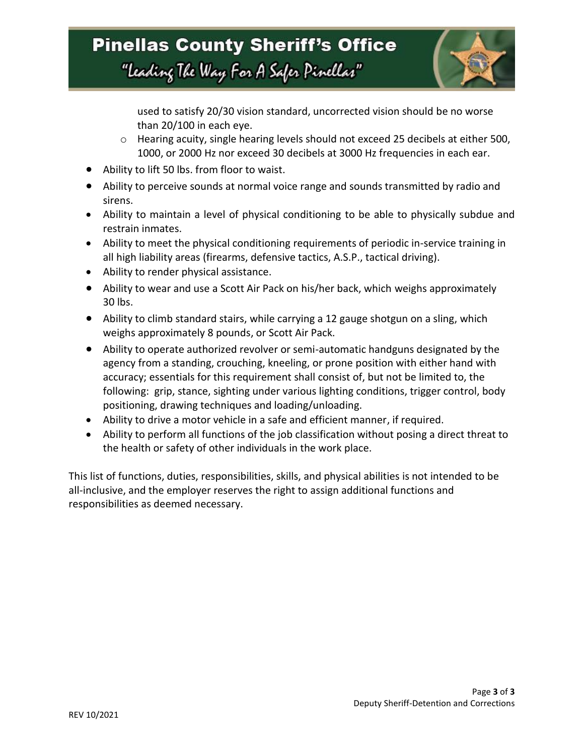used to satisfy 20/30 vision standard, uncorrected vision should be no worse than 20/100 in each eye.
  - Hearing acuity, single hearing levels should not exceed 25 decibels at either 500, 1000, or 2000 Hz nor exceed 30 decibels at 3000 Hz frequencies in each ear.
- Ability to lift 50 lbs. from floor to waist.
- Ability to perceive sounds at normal voice range and sounds transmitted by radio and sirens.
- Ability to maintain a level of physical conditioning to be able to physically subdue and restrain inmates.
- Ability to meet the physical conditioning requirements of periodic in-service training in all high liability areas (firearms, defensive tactics, A.S.P., tactical driving).
- Ability to render physical assistance.
- Ability to wear and use a Scott Air Pack on his/her back, which weighs approximately 30 lbs.
- Ability to climb standard stairs, while carrying a 12 gauge shotgun on a sling, which weighs approximately 8 pounds, or Scott Air Pack.
- Ability to operate authorized revolver or semi-automatic handguns designated by the agency from a standing, crouching, kneeling, or prone position with either hand with accuracy; essentials for this requirement shall consist of, but not be limited to, the following: grip, stance, sighting under various lighting conditions, trigger control, body positioning, drawing techniques and loading/unloading.
- Ability to drive a motor vehicle in a safe and efficient manner, if required.
- Ability to perform all functions of the job classification without posing a direct threat to the health or safety of other individuals in the work place.

This list of functions, duties, responsibilities, skills, and physical abilities is not intended to be all-inclusive, and the employer reserves the right to assign additional functions and responsibilities as deemed necessary.